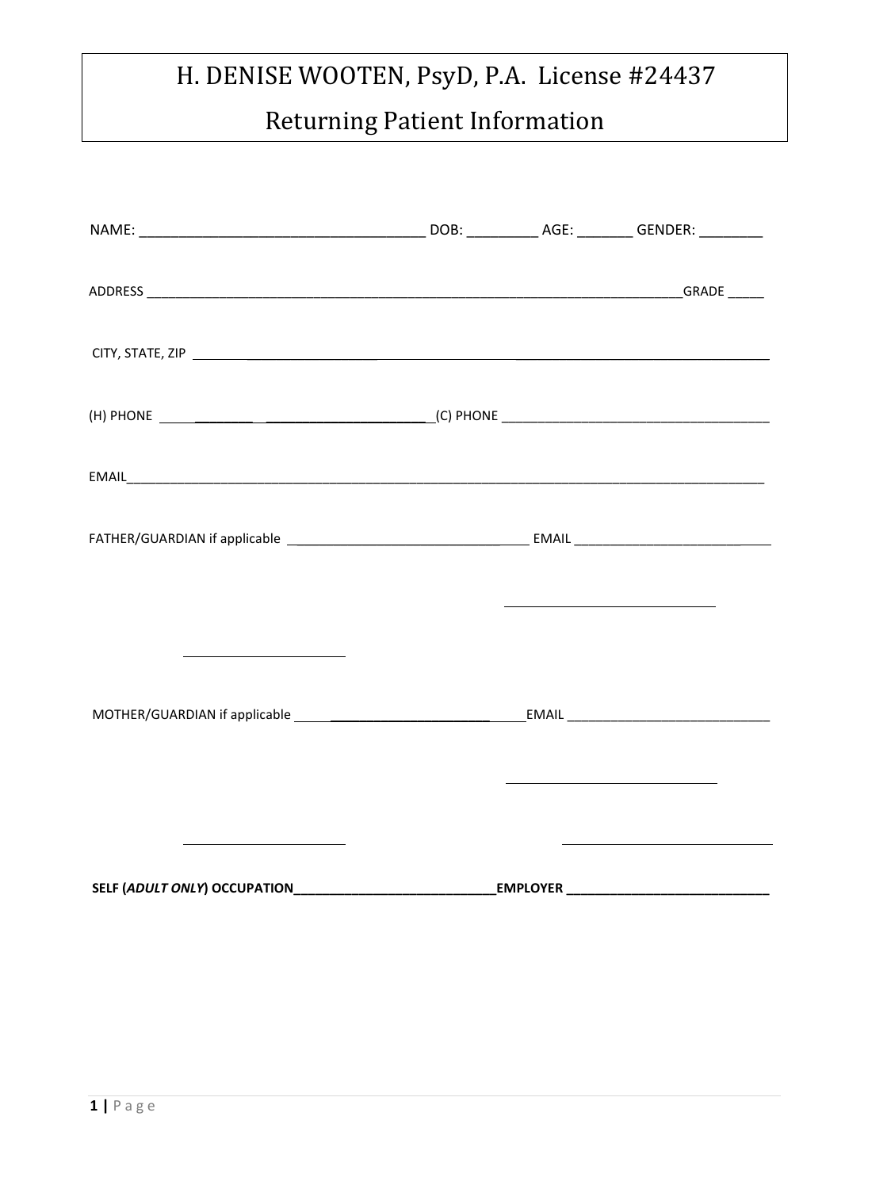# H. DENISE WOOTEN, PsyD, P.A. License #24437

## Returning Patient Information

NAME: _____________________________________ DOB: _________ AGE: _______ GENDER: ________

ADDRESS ___________________________________________________________________________GRADE _____

CITY, STATE, ZIP ______________________________________________________________________

(H) PHONE ________________________________ (C) PHONE ______________________________________

EMAIL_________________________________________________________________________________________

FATHER/GUARDIAN if applicable __________________________________ EMAIL ___________________________

MOTHER/GUARDIAN if applicable ____________________________ EMAIL _____________________________

**SELF (*ADULT ONLY*) OCCUPATION_____________________________EMPLOYER _____________________________**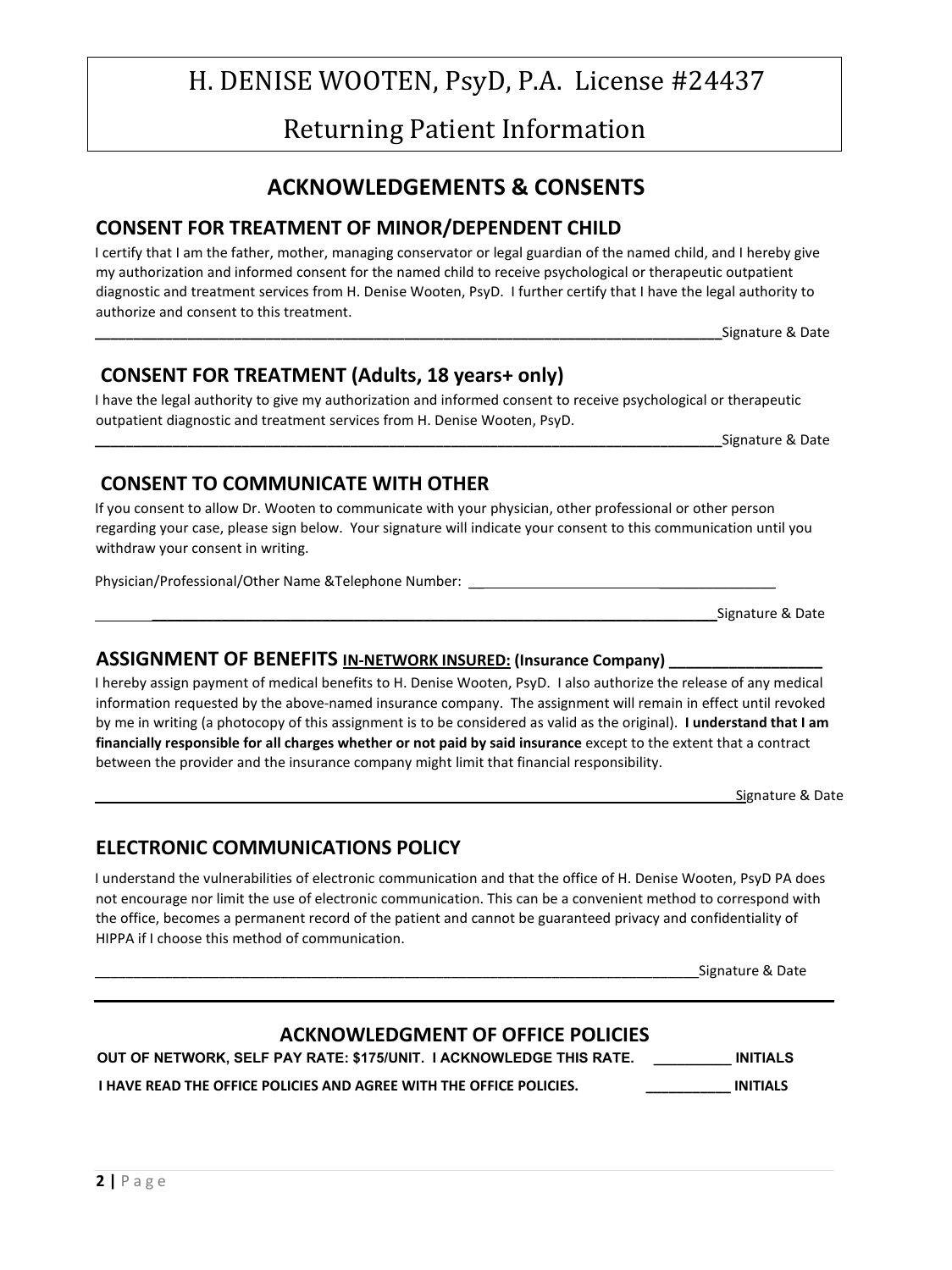# H. DENISE WOOTEN, PsyD, P.A. License #24437

## Returning Patient Information

## ACKNOWLEDGEMENTS & CONSENTS

### CONSENT FOR TREATMENT OF MINOR/DEPENDENT CHILD

I certify that I am the father, mother, managing conservator or legal guardian of the named child, and I hereby give my authorization and informed consent for the named child to receive psychological or therapeutic outpatient diagnostic and treatment services from H. Denise Wooten, PsyD. I further certify that I have the legal authority to authorize and consent to this treatment.

_______________________________________________________________________________Signature & Date

### CONSENT FOR TREATMENT (Adults, 18 years+ only)

I have the legal authority to give my authorization and informed consent to receive psychological or therapeutic outpatient diagnostic and treatment services from H. Denise Wooten, PsyD.

_______________________________________________________________________________Signature & Date

### CONSENT TO COMMUNICATE WITH OTHER

If you consent to allow Dr. Wooten to communicate with your physician, other professional or other person regarding your case, please sign below. Your signature will indicate your consent to this communication until you withdraw your consent in writing.

Physician/Professional/Other Name &Telephone Number: ________________________________________

_______________________________________________________________________________Signature & Date

### ASSIGNMENT OF BENEFITS <u>IN-NETWORK INSURED:</u> (Insurance Company) __________________

I hereby assign payment of medical benefits to H. Denise Wooten, PsyD. I also authorize the release of any medical information requested by the above-named insurance company. The assignment will remain in effect until revoked by me in writing (a photocopy of this assignment is to be considered as valid as the original). **I understand that I am financially responsible for all charges whether or not paid by said insurance** except to the extent that a contract between the provider and the insurance company might limit that financial responsibility.

_______________________________________________________________________________Signature & Date

### ELECTRONIC COMMUNICATIONS POLICY

I understand the vulnerabilities of electronic communication and that the office of H. Denise Wooten, PsyD PA does not encourage nor limit the use of electronic communication. This can be a convenient method to correspond with the office, becomes a permanent record of the patient and cannot be guaranteed privacy and confidentiality of HIPPA if I choose this method of communication.

_______________________________________________________________________________Signature & Date

---

### ACKNOWLEDGMENT OF OFFICE POLICIES

**OUT OF NETWORK, SELF PAY RATE: $175/UNIT. I ACKNOWLEDGE THIS RATE.** __________ **INITIALS**

**I HAVE READ THE OFFICE POLICIES AND AGREE WITH THE OFFICE POLICIES.** __________ **INITIALS**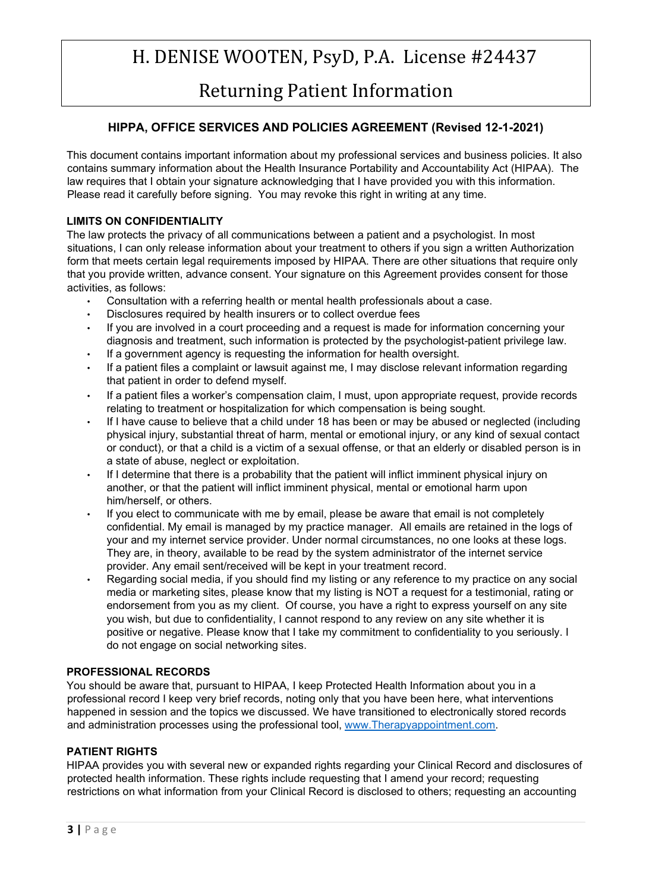# H. DENISE WOOTEN, PsyD, P.A. License #24437

## Returning Patient Information

### HIPPA, OFFICE SERVICES AND POLICIES AGREEMENT (Revised 12-1-2021)

This document contains important information about my professional services and business policies. It also contains summary information about the Health Insurance Portability and Accountability Act (HIPAA). The law requires that I obtain your signature acknowledging that I have provided you with this information. Please read it carefully before signing. You may revoke this right in writing at any time.

**LIMITS ON CONFIDENTIALITY**

The law protects the privacy of all communications between a patient and a psychologist. In most situations, I can only release information about your treatment to others if you sign a written Authorization form that meets certain legal requirements imposed by HIPAA. There are other situations that require only that you provide written, advance consent. Your signature on this Agreement provides consent for those activities, as follows:

- Consultation with a referring health or mental health professionals about a case.
- Disclosures required by health insurers or to collect overdue fees
- If you are involved in a court proceeding and a request is made for information concerning your diagnosis and treatment, such information is protected by the psychologist-patient privilege law.
- If a government agency is requesting the information for health oversight.
- If a patient files a complaint or lawsuit against me, I may disclose relevant information regarding that patient in order to defend myself.
- If a patient files a worker's compensation claim, I must, upon appropriate request, provide records relating to treatment or hospitalization for which compensation is being sought.
- If I have cause to believe that a child under 18 has been or may be abused or neglected (including physical injury, substantial threat of harm, mental or emotional injury, or any kind of sexual contact or conduct), or that a child is a victim of a sexual offense, or that an elderly or disabled person is in a state of abuse, neglect or exploitation.
- If I determine that there is a probability that the patient will inflict imminent physical injury on another, or that the patient will inflict imminent physical, mental or emotional harm upon him/herself, or others.
- If you elect to communicate with me by email, please be aware that email is not completely confidential. My email is managed by my practice manager. All emails are retained in the logs of your and my internet service provider. Under normal circumstances, no one looks at these logs. They are, in theory, available to be read by the system administrator of the internet service provider. Any email sent/received will be kept in your treatment record.
- Regarding social media, if you should find my listing or any reference to my practice on any social media or marketing sites, please know that my listing is NOT a request for a testimonial, rating or endorsement from you as my client. Of course, you have a right to express yourself on any site you wish, but due to confidentiality, I cannot respond to any review on any site whether it is positive or negative. Please know that I take my commitment to confidentiality to you seriously. I do not engage on social networking sites.

**PROFESSIONAL RECORDS**

You should be aware that, pursuant to HIPAA, I keep Protected Health Information about you in a professional record I keep very brief records, noting only that you have been here, what interventions happened in session and the topics we discussed. We have transitioned to electronically stored records and administration processes using the professional tool, [www.Therapyappointment.com](www.Therapyappointment.com).

**PATIENT RIGHTS**

HIPAA provides you with several new or expanded rights regarding your Clinical Record and disclosures of protected health information. These rights include requesting that I amend your record; requesting restrictions on what information from your Clinical Record is disclosed to others; requesting an accounting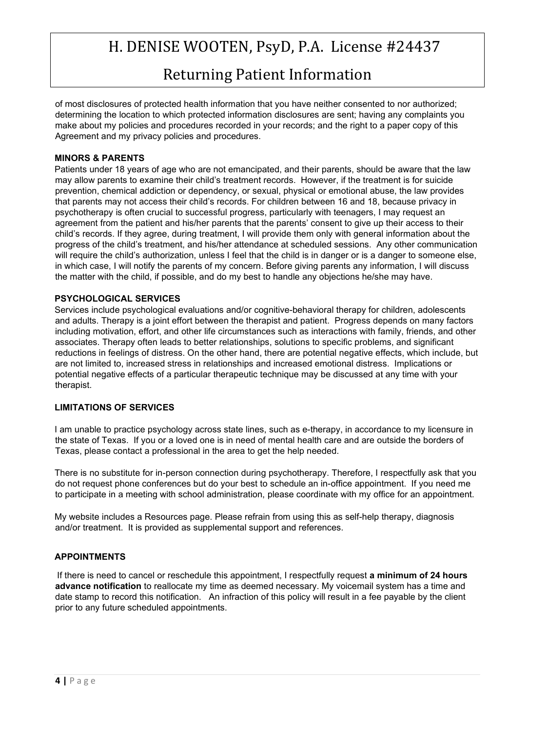of most disclosures of protected health information that you have neither consented to nor authorized; determining the location to which protected information disclosures are sent; having any complaints you make about my policies and procedures recorded in your records; and the right to a paper copy of this Agreement and my privacy policies and procedures.

**MINORS & PARENTS**

Patients under 18 years of age who are not emancipated, and their parents, should be aware that the law may allow parents to examine their child's treatment records. However, if the treatment is for suicide prevention, chemical addiction or dependency, or sexual, physical or emotional abuse, the law provides that parents may not access their child's records. For children between 16 and 18, because privacy in psychotherapy is often crucial to successful progress, particularly with teenagers, I may request an agreement from the patient and his/her parents that the parents' consent to give up their access to their child's records. If they agree, during treatment, I will provide them only with general information about the progress of the child's treatment, and his/her attendance at scheduled sessions. Any other communication will require the child's authorization, unless I feel that the child is in danger or is a danger to someone else, in which case, I will notify the parents of my concern. Before giving parents any information, I will discuss the matter with the child, if possible, and do my best to handle any objections he/she may have.

**PSYCHOLOGICAL SERVICES**

Services include psychological evaluations and/or cognitive-behavioral therapy for children, adolescents and adults. Therapy is a joint effort between the therapist and patient. Progress depends on many factors including motivation, effort, and other life circumstances such as interactions with family, friends, and other associates. Therapy often leads to better relationships, solutions to specific problems, and significant reductions in feelings of distress. On the other hand, there are potential negative effects, which include, but are not limited to, increased stress in relationships and increased emotional distress. Implications or potential negative effects of a particular therapeutic technique may be discussed at any time with your therapist.

**LIMITATIONS OF SERVICES**

I am unable to practice psychology across state lines, such as e-therapy, in accordance to my licensure in the state of Texas. If you or a loved one is in need of mental health care and are outside the borders of Texas, please contact a professional in the area to get the help needed.

There is no substitute for in-person connection during psychotherapy. Therefore, I respectfully ask that you do not request phone conferences but do your best to schedule an in-office appointment. If you need me to participate in a meeting with school administration, please coordinate with my office for an appointment.

My website includes a Resources page. Please refrain from using this as self-help therapy, diagnosis and/or treatment. It is provided as supplemental support and references.

**APPOINTMENTS**

If there is need to cancel or reschedule this appointment, I respectfully request **a minimum of 24 hours advance notification** to reallocate my time as deemed necessary. My voicemail system has a time and date stamp to record this notification. An infraction of this policy will result in a fee payable by the client prior to any future scheduled appointments.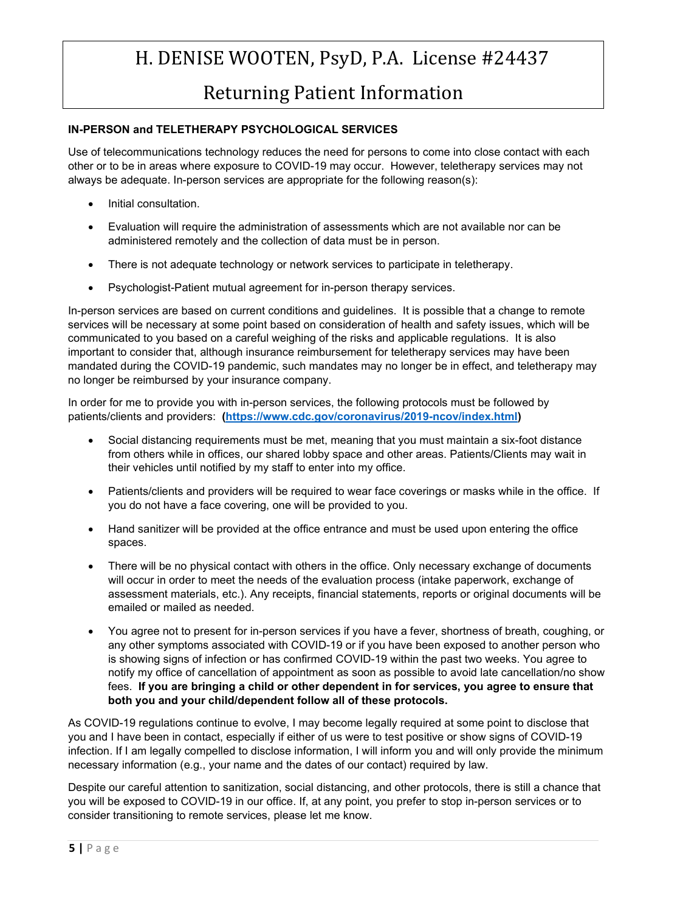# H. DENISE WOOTEN, PsyD, P.A. License #24437

## Returning Patient Information

**IN-PERSON and TELETHERAPY PSYCHOLOGICAL SERVICES**

Use of telecommunications technology reduces the need for persons to come into close contact with each other or to be in areas where exposure to COVID-19 may occur. However, teletherapy services may not always be adequate. In-person services are appropriate for the following reason(s):

- Initial consultation.
- Evaluation will require the administration of assessments which are not available nor can be administered remotely and the collection of data must be in person.
- There is not adequate technology or network services to participate in teletherapy.
- Psychologist-Patient mutual agreement for in-person therapy services.

In-person services are based on current conditions and guidelines. It is possible that a change to remote services will be necessary at some point based on consideration of health and safety issues, which will be communicated to you based on a careful weighing of the risks and applicable regulations. It is also important to consider that, although insurance reimbursement for teletherapy services may have been mandated during the COVID-19 pandemic, such mandates may no longer be in effect, and teletherapy may no longer be reimbursed by your insurance company.

In order for me to provide you with in-person services, the following protocols must be followed by patients/clients and providers: **(https://www.cdc.gov/coronavirus/2019-ncov/index.html)**

- Social distancing requirements must be met, meaning that you must maintain a six-foot distance from others while in offices, our shared lobby space and other areas. Patients/Clients may wait in their vehicles until notified by my staff to enter into my office.
- Patients/clients and providers will be required to wear face coverings or masks while in the office. If you do not have a face covering, one will be provided to you.
- Hand sanitizer will be provided at the office entrance and must be used upon entering the office spaces.
- There will be no physical contact with others in the office. Only necessary exchange of documents will occur in order to meet the needs of the evaluation process (intake paperwork, exchange of assessment materials, etc.). Any receipts, financial statements, reports or original documents will be emailed or mailed as needed.
- You agree not to present for in-person services if you have a fever, shortness of breath, coughing, or any other symptoms associated with COVID-19 or if you have been exposed to another person who is showing signs of infection or has confirmed COVID-19 within the past two weeks. You agree to notify my office of cancellation of appointment as soon as possible to avoid late cancellation/no show fees. **If you are bringing a child or other dependent in for services, you agree to ensure that both you and your child/dependent follow all of these protocols.**

As COVID-19 regulations continue to evolve, I may become legally required at some point to disclose that you and I have been in contact, especially if either of us were to test positive or show signs of COVID-19 infection. If I am legally compelled to disclose information, I will inform you and will only provide the minimum necessary information (e.g., your name and the dates of our contact) required by law.

Despite our careful attention to sanitization, social distancing, and other protocols, there is still a chance that you will be exposed to COVID-19 in our office. If, at any point, you prefer to stop in-person services or to consider transitioning to remote services, please let me know.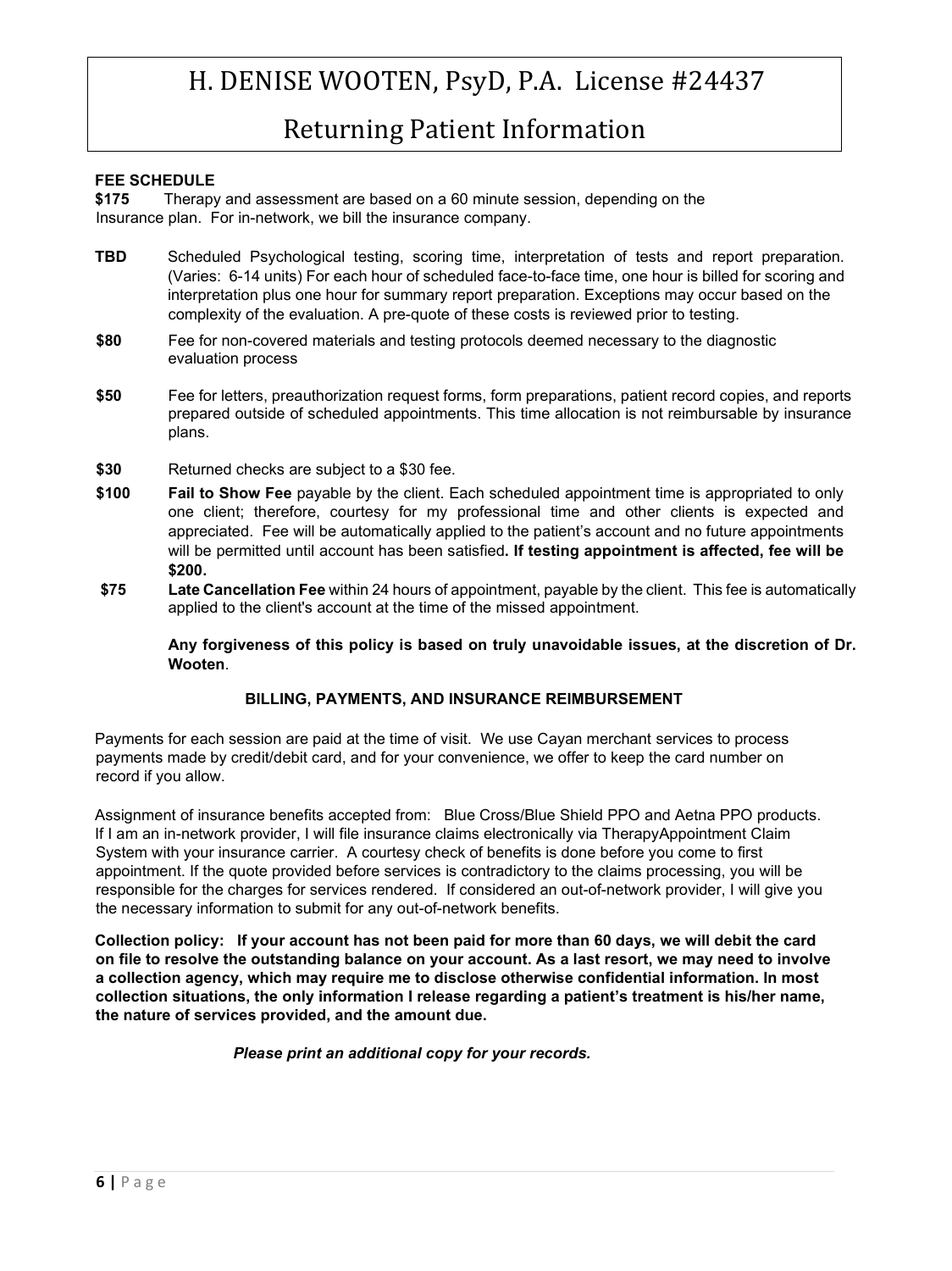# H. DENISE WOOTEN, PsyD, P.A. License #24437

## Returning Patient Information

**FEE SCHEDULE**

**$175** Therapy and assessment are based on a 60 minute session, depending on the Insurance plan. For in-network, we bill the insurance company.

**TBD** Scheduled Psychological testing, scoring time, interpretation of tests and report preparation. (Varies: 6-14 units) For each hour of scheduled face-to-face time, one hour is billed for scoring and interpretation plus one hour for summary report preparation. Exceptions may occur based on the complexity of the evaluation. A pre-quote of these costs is reviewed prior to testing.

**$80** Fee for non-covered materials and testing protocols deemed necessary to the diagnostic evaluation process

**$50** Fee for letters, preauthorization request forms, form preparations, patient record copies, and reports prepared outside of scheduled appointments. This time allocation is not reimbursable by insurance plans.

**$30** Returned checks are subject to a $30 fee.

**$100** **Fail to Show Fee** payable by the client. Each scheduled appointment time is appropriated to only one client; therefore, courtesy for my professional time and other clients is expected and appreciated. Fee will be automatically applied to the patient's account and no future appointments will be permitted until account has been satisfied**. If testing appointment is affected, fee will be $200.**

**$75** **Late Cancellation Fee** within 24 hours of appointment, payable by the client. This fee is automatically applied to the client's account at the time of the missed appointment.

**Any forgiveness of this policy is based on truly unavoidable issues, at the discretion of Dr. Wooten**.

**BILLING, PAYMENTS, AND INSURANCE REIMBURSEMENT**

Payments for each session are paid at the time of visit. We use Cayan merchant services to process payments made by credit/debit card, and for your convenience, we offer to keep the card number on record if you allow.

Assignment of insurance benefits accepted from: Blue Cross/Blue Shield PPO and Aetna PPO products. If I am an in-network provider, I will file insurance claims electronically via TherapyAppointment Claim System with your insurance carrier. A courtesy check of benefits is done before you come to first appointment. If the quote provided before services is contradictory to the claims processing, you will be responsible for the charges for services rendered. If considered an out-of-network provider, I will give you the necessary information to submit for any out-of-network benefits.

**Collection policy: If your account has not been paid for more than 60 days, we will debit the card on file to resolve the outstanding balance on your account. As a last resort, we may need to involve a collection agency, which may require me to disclose otherwise confidential information. In most collection situations, the only information I release regarding a patient's treatment is his/her name, the nature of services provided, and the amount due.**

***Please print an additional copy for your records.***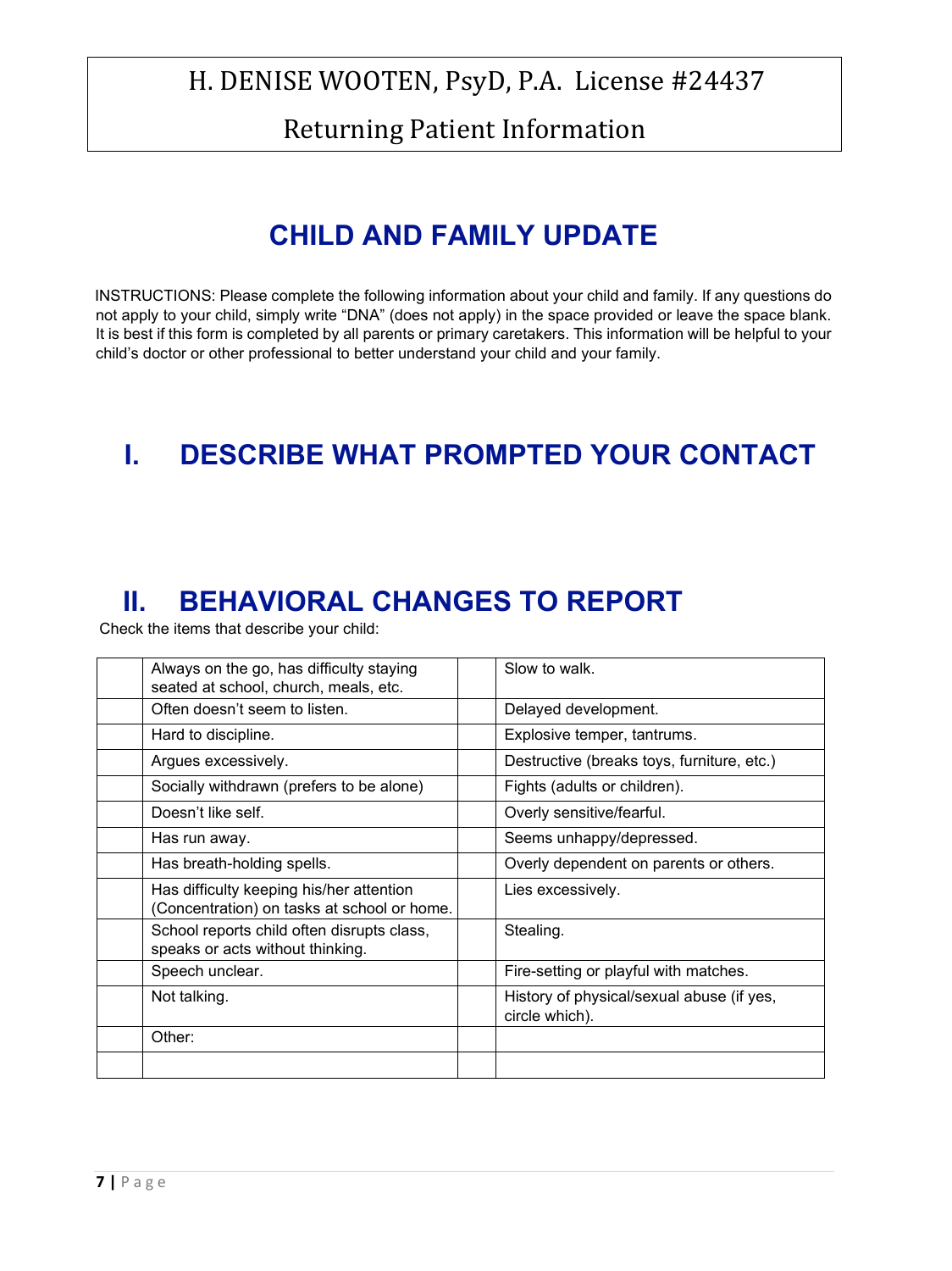H. DENISE WOOTEN, PsyD, P.A. License #24437

Returning Patient Information

# CHILD AND FAMILY UPDATE

INSTRUCTIONS: Please complete the following information about your child and family. If any questions do not apply to your child, simply write “DNA” (does not apply) in the space provided or leave the space blank. It is best if this form is completed by all parents or primary caretakers. This information will be helpful to your child’s doctor or other professional to better understand your child and your family.

## I. DESCRIBE WHAT PROMPTED YOUR CONTACT

## II. BEHAVIORAL CHANGES TO REPORT

Check the items that describe your child:

| | | | |
|---|---|---|---|
| | Always on the go, has difficulty staying seated at school, church, meals, etc. | | Slow to walk. |
| | Often doesn’t seem to listen. | | Delayed development. |
| | Hard to discipline. | | Explosive temper, tantrums. |
| | Argues excessively. | | Destructive (breaks toys, furniture, etc.) |
| | Socially withdrawn (prefers to be alone) | | Fights (adults or children). |
| | Doesn’t like self. | | Overly sensitive/fearful. |
| | Has run away. | | Seems unhappy/depressed. |
| | Has breath-holding spells. | | Overly dependent on parents or others. |
| | Has difficulty keeping his/her attention (Concentration) on tasks at school or home. | | Lies excessively. |
| | School reports child often disrupts class, speaks or acts without thinking. | | Stealing. |
| | Speech unclear. | | Fire-setting or playful with matches. |
| | Not talking. | | History of physical/sexual abuse (if yes, circle which). |
| | Other: | | |
| | | | |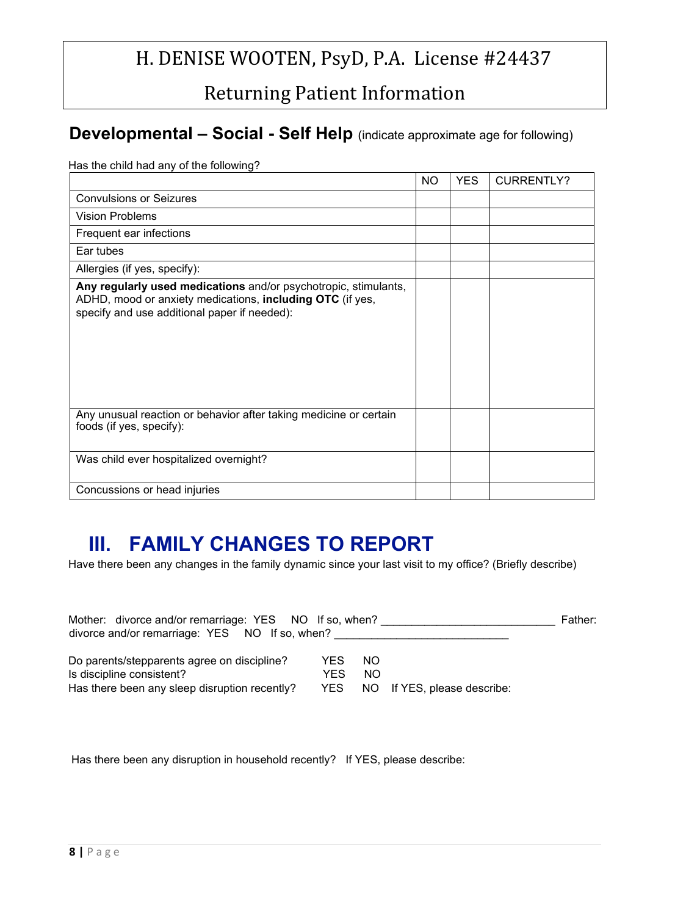# H. DENISE WOOTEN, PsyD, P.A. License #24437

## Returning Patient Information

## Developmental – Social - Self Help (indicate approximate age for following)

Has the child had any of the following?

| | NO | YES | CURRENTLY? |
|---|---|---|---|
| Convulsions or Seizures | | | |
| Vision Problems | | | |
| Frequent ear infections | | | |
| Ear tubes | | | |
| Allergies (if yes, specify): | | | |
| **Any regularly used medications** and/or psychotropic, stimulants, ADHD, mood or anxiety medications, **including OTC** (if yes, specify and use additional paper if needed): | | | |
| Any unusual reaction or behavior after taking medicine or certain foods (if yes, specify): | | | |
| Was child ever hospitalized overnight? | | | |
| Concussions or head injuries | | | |

# III. FAMILY CHANGES TO REPORT

Have there been any changes in the family dynamic since your last visit to my office? (Briefly describe)

Mother: divorce and/or remarriage: YES NO If so, when? ___________________________ Father: divorce and/or remarriage: YES NO If so, when? ___________________________

Do parents/stepparents agree on discipline? YES NO
Is discipline consistent? YES NO
Has there been any sleep disruption recently? YES NO If YES, please describe:

Has there been any disruption in household recently? If YES, please describe: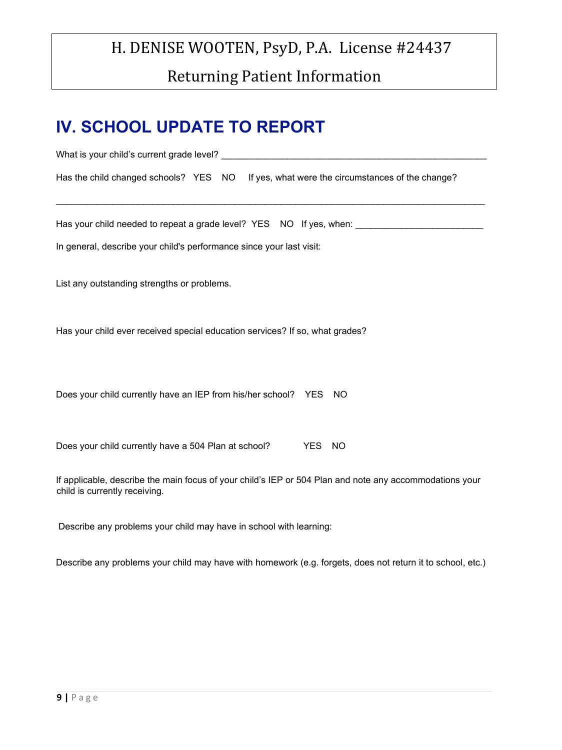H. DENISE WOOTEN, PsyD, P.A. License #24437

Returning Patient Information

# IV. SCHOOL UPDATE TO REPORT

What is your child's current grade level? ____________________________________________________

Has the child changed schools? YES NO If yes, what were the circumstances of the change?

_________________________________________________________________________________

Has your child needed to repeat a grade level? YES NO If yes, when: ________________________

In general, describe your child's performance since your last visit:

List any outstanding strengths or problems.

Has your child ever received special education services? If so, what grades?

Does your child currently have an IEP from his/her school? YES NO

Does your child currently have a 504 Plan at school? YES NO

If applicable, describe the main focus of your child's IEP or 504 Plan and note any accommodations your child is currently receiving.

Describe any problems your child may have in school with learning:

Describe any problems your child may have with homework (e.g. forgets, does not return it to school, etc.)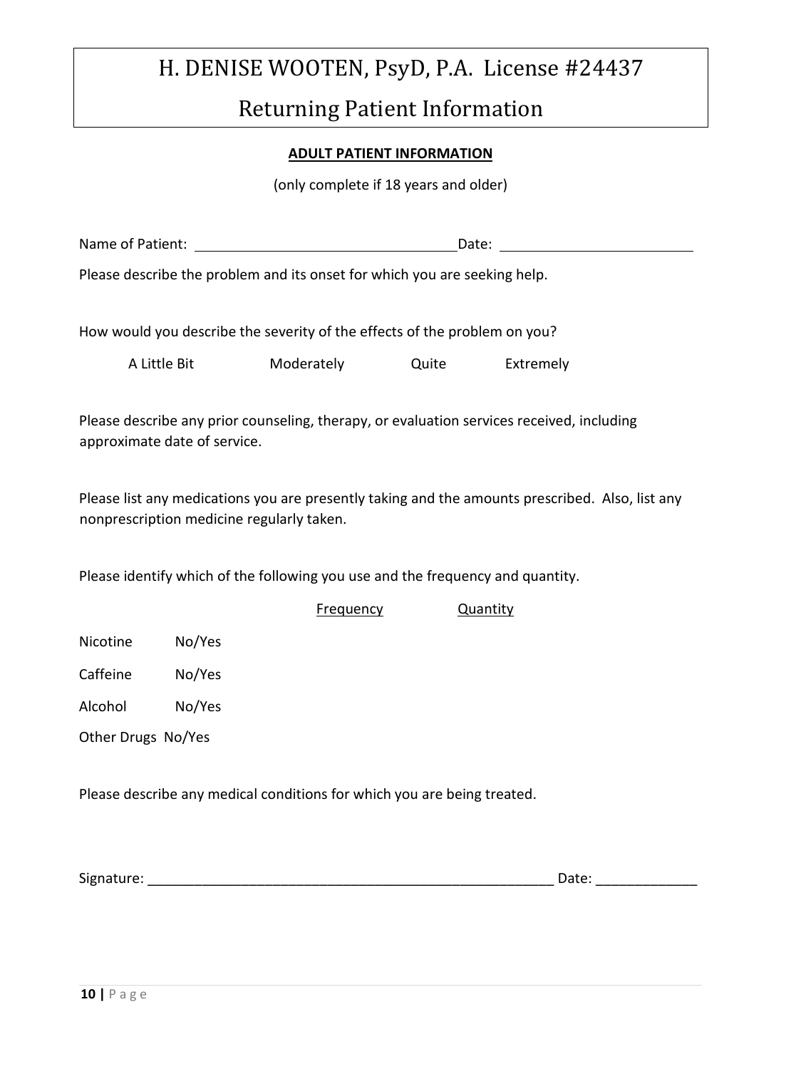# H. DENISE WOOTEN, PsyD, P.A. License #24437

## Returning Patient Information

**ADULT PATIENT INFORMATION**

(only complete if 18 years and older)

Name of Patient: ________________________________ Date: ________________________

Please describe the problem and its onset for which you are seeking help.

How would you describe the severity of the effects of the problem on you?

A Little Bit    Moderately    Quite    Extremely

Please describe any prior counseling, therapy, or evaluation services received, including approximate date of service.

Please list any medications you are presently taking and the amounts prescribed. Also, list any nonprescription medicine regularly taken.

Please identify which of the following you use and the frequency and quantity.

| | | Frequency | Quantity |
|---|---|---|---|
| Nicotine | No/Yes | | |
| Caffeine | No/Yes | | |
| Alcohol | No/Yes | | |
| Other Drugs | No/Yes | | |

Please describe any medical conditions for which you are being treated.

Signature: _____________________________________________________ Date: _____________